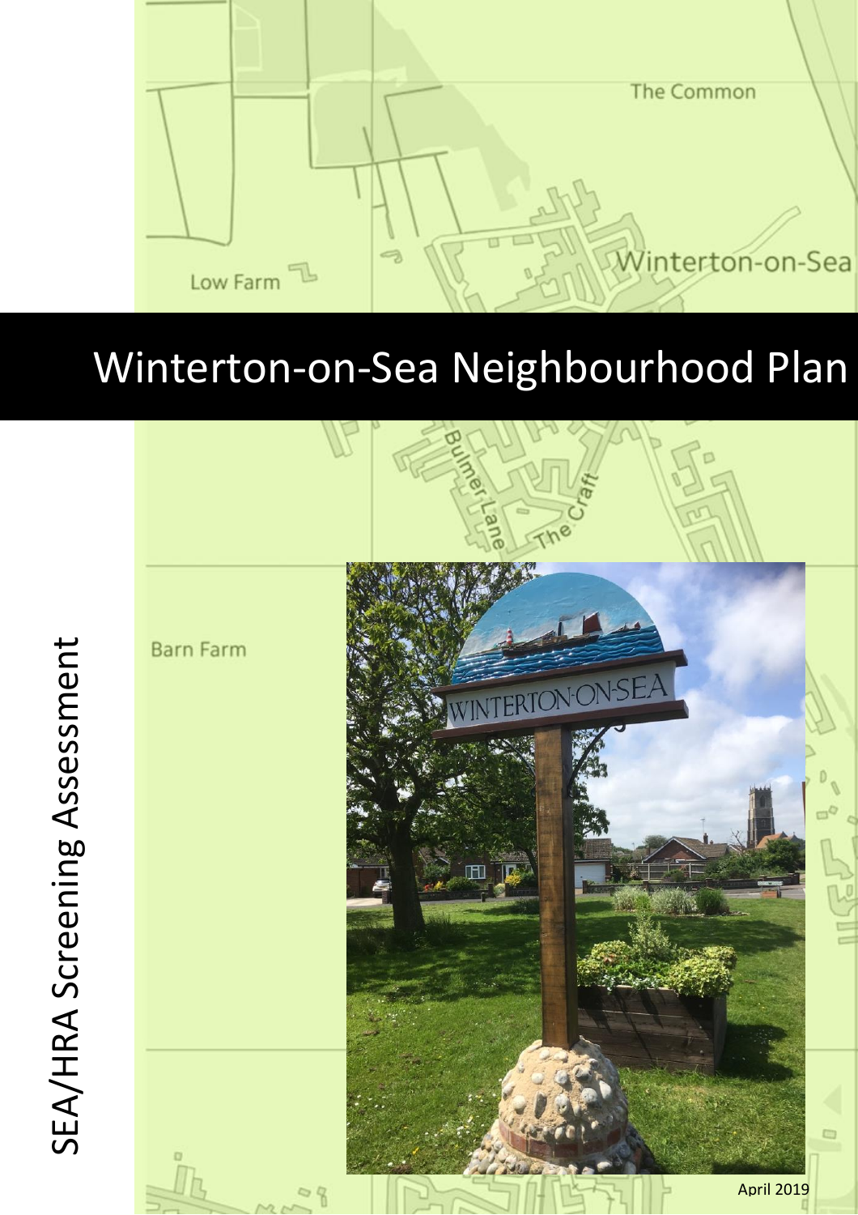# Winterton-on-Sea Neighbourhood Plan

## SEA/HRA Screening Assessment

April 2019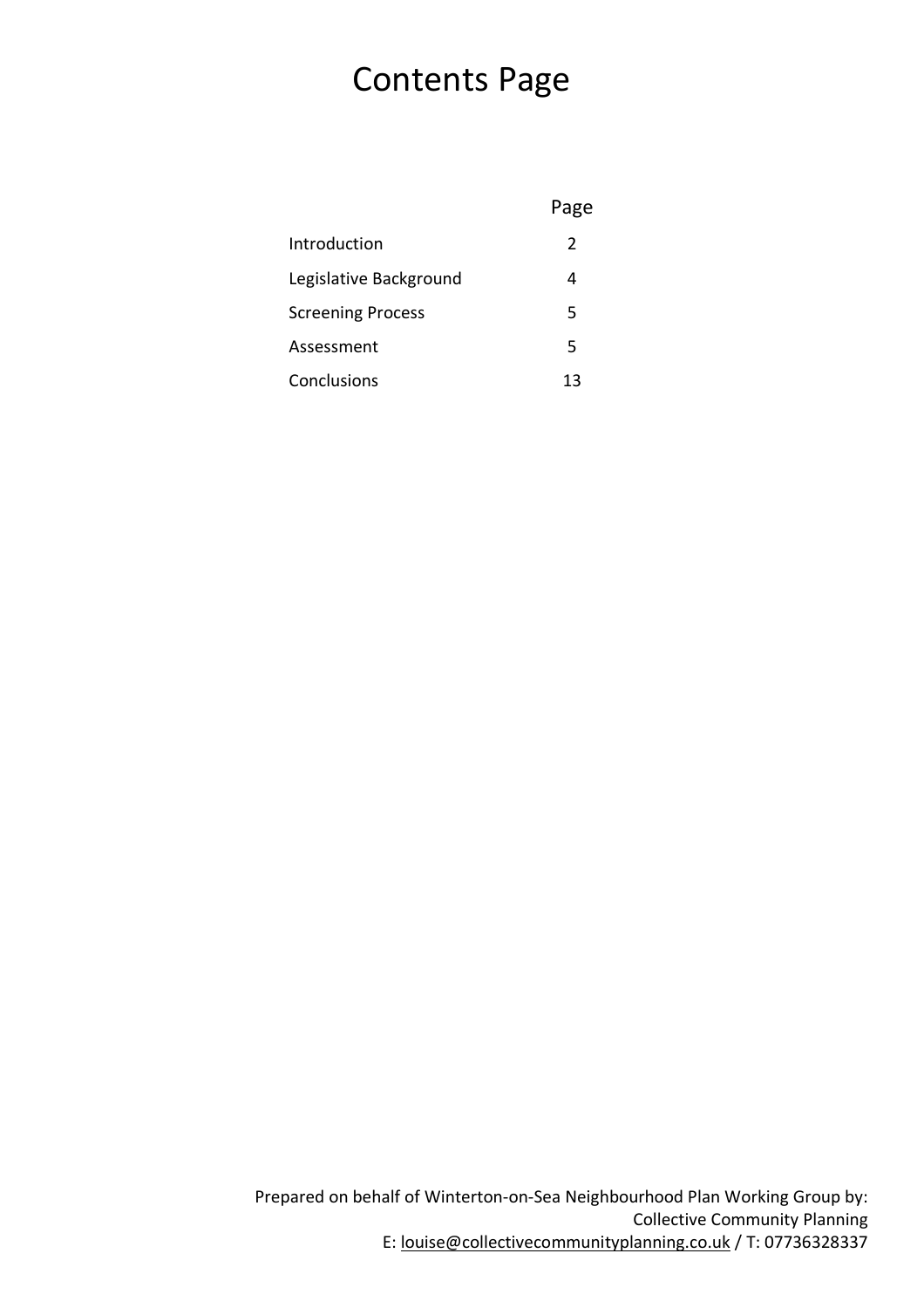# Contents Page

| | Page |
|---|---|
| Introduction | 2 |
| Legislative Background | 4 |
| Screening Process | 5 |
| Assessment | 5 |
| Conclusions | 13 |

Prepared on behalf of Winterton-on-Sea Neighbourhood Plan Working Group by:
Collective Community Planning
E: louise@collectivecommunityplanning.co.uk / T: 07736328337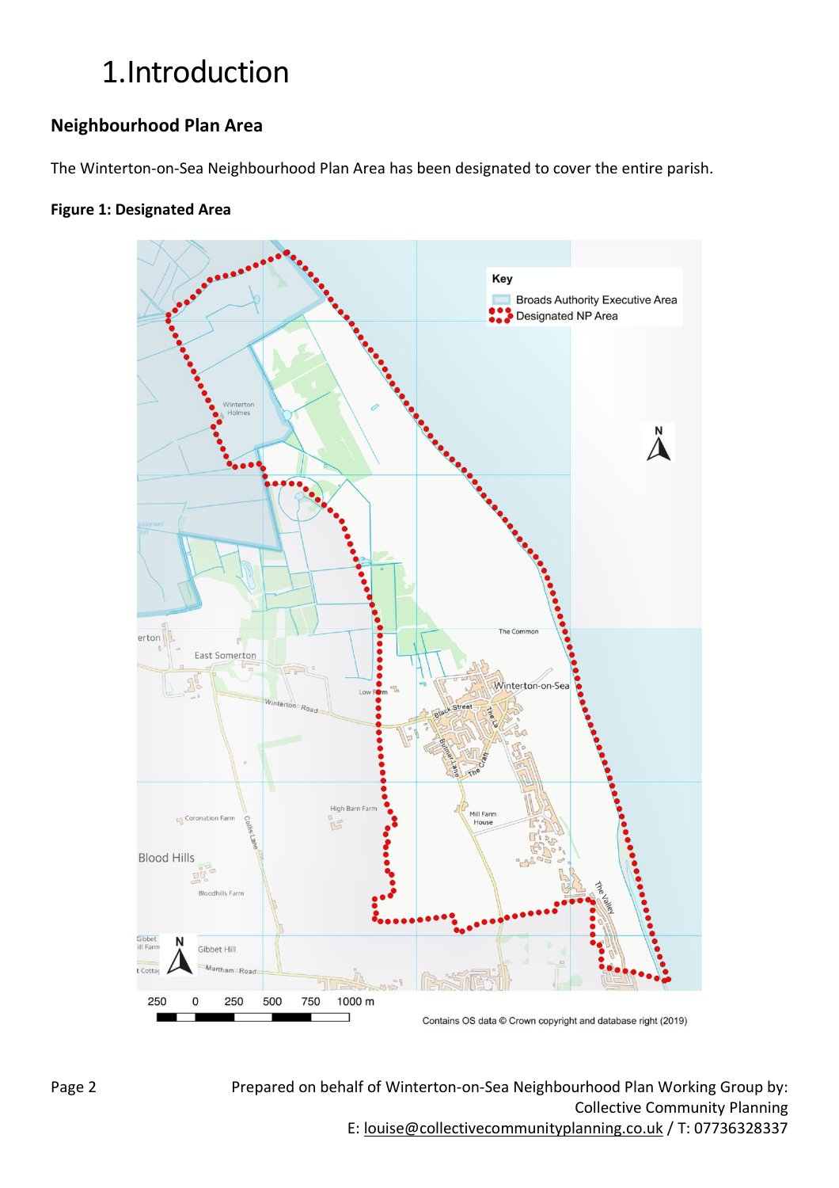# 1. Introduction

## Neighbourhood Plan Area

The Winterton-on-Sea Neighbourhood Plan Area has been designated to cover the entire parish.

**Figure 1: Designated Area**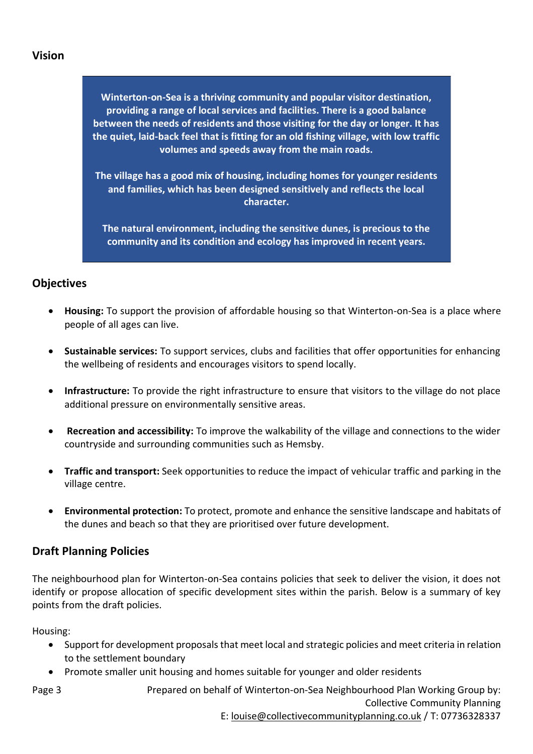## Vision

> **Winterton-on-Sea is a thriving community and popular visitor destination, providing a range of local services and facilities. There is a good balance between the needs of residents and those visiting for the day or longer. It has the quiet, laid-back feel that is fitting for an old fishing village, with low traffic volumes and speeds away from the main roads.**
>
> **The village has a good mix of housing, including homes for younger residents and families, which has been designed sensitively and reflects the local character.**
>
> **The natural environment, including the sensitive dunes, is precious to the community and its condition and ecology has improved in recent years.**

## Objectives

- **Housing:** To support the provision of affordable housing so that Winterton-on-Sea is a place where people of all ages can live.
- **Sustainable services:** To support services, clubs and facilities that offer opportunities for enhancing the wellbeing of residents and encourages visitors to spend locally.
- **Infrastructure:** To provide the right infrastructure to ensure that visitors to the village do not place additional pressure on environmentally sensitive areas.
- **Recreation and accessibility:** To improve the walkability of the village and connections to the wider countryside and surrounding communities such as Hemsby.
- **Traffic and transport:** Seek opportunities to reduce the impact of vehicular traffic and parking in the village centre.
- **Environmental protection:** To protect, promote and enhance the sensitive landscape and habitats of the dunes and beach so that they are prioritised over future development.

## Draft Planning Policies

The neighbourhood plan for Winterton-on-Sea contains policies that seek to deliver the vision, it does not identify or propose allocation of specific development sites within the parish. Below is a summary of key points from the draft policies.

Housing:

- Support for development proposals that meet local and strategic policies and meet criteria in relation to the settlement boundary
- Promote smaller unit housing and homes suitable for younger and older residents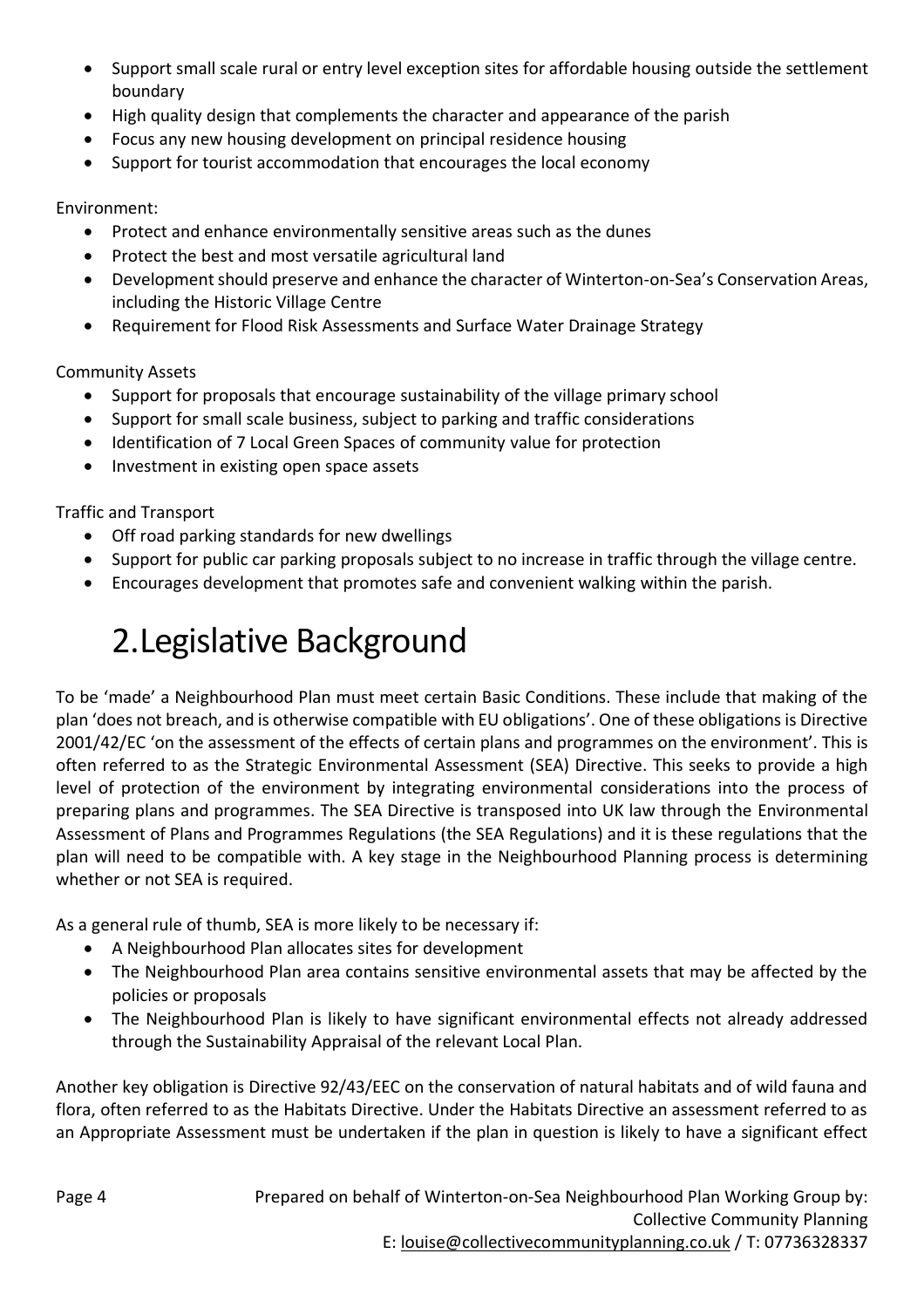- Support small scale rural or entry level exception sites for affordable housing outside the settlement boundary
- High quality design that complements the character and appearance of the parish
- Focus any new housing development on principal residence housing
- Support for tourist accommodation that encourages the local economy

Environment:

- Protect and enhance environmentally sensitive areas such as the dunes
- Protect the best and most versatile agricultural land
- Development should preserve and enhance the character of Winterton-on-Sea's Conservation Areas, including the Historic Village Centre
- Requirement for Flood Risk Assessments and Surface Water Drainage Strategy

Community Assets

- Support for proposals that encourage sustainability of the village primary school
- Support for small scale business, subject to parking and traffic considerations
- Identification of 7 Local Green Spaces of community value for protection
- Investment in existing open space assets

Traffic and Transport

- Off road parking standards for new dwellings
- Support for public car parking proposals subject to no increase in traffic through the village centre.
- Encourages development that promotes safe and convenient walking within the parish.

# 2. Legislative Background

To be 'made' a Neighbourhood Plan must meet certain Basic Conditions. These include that making of the plan 'does not breach, and is otherwise compatible with EU obligations'. One of these obligations is Directive 2001/42/EC 'on the assessment of the effects of certain plans and programmes on the environment'. This is often referred to as the Strategic Environmental Assessment (SEA) Directive. This seeks to provide a high level of protection of the environment by integrating environmental considerations into the process of preparing plans and programmes. The SEA Directive is transposed into UK law through the Environmental Assessment of Plans and Programmes Regulations (the SEA Regulations) and it is these regulations that the plan will need to be compatible with. A key stage in the Neighbourhood Planning process is determining whether or not SEA is required.

As a general rule of thumb, SEA is more likely to be necessary if:

- A Neighbourhood Plan allocates sites for development
- The Neighbourhood Plan area contains sensitive environmental assets that may be affected by the policies or proposals
- The Neighbourhood Plan is likely to have significant environmental effects not already addressed through the Sustainability Appraisal of the relevant Local Plan.

Another key obligation is Directive 92/43/EEC on the conservation of natural habitats and of wild fauna and flora, often referred to as the Habitats Directive. Under the Habitats Directive an assessment referred to as an Appropriate Assessment must be undertaken if the plan in question is likely to have a significant effect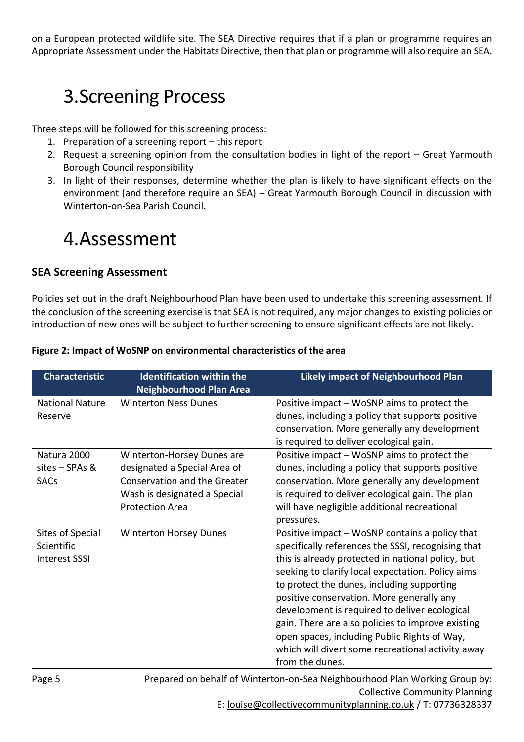on a European protected wildlife site. The SEA Directive requires that if a plan or programme requires an Appropriate Assessment under the Habitats Directive, then that plan or programme will also require an SEA.

# 3. Screening Process

Three steps will be followed for this screening process:

1. Preparation of a screening report – this report
2. Request a screening opinion from the consultation bodies in light of the report – Great Yarmouth Borough Council responsibility
3. In light of their responses, determine whether the plan is likely to have significant effects on the environment (and therefore require an SEA) – Great Yarmouth Borough Council in discussion with Winterton-on-Sea Parish Council.

# 4. Assessment

### SEA Screening Assessment

Policies set out in the draft Neighbourhood Plan have been used to undertake this screening assessment. If the conclusion of the screening exercise is that SEA is not required, any major changes to existing policies or introduction of new ones will be subject to further screening to ensure significant effects are not likely.

**Figure 2: Impact of WoSNP on environmental characteristics of the area**

| Characteristic | Identification within the Neighbourhood Plan Area | Likely impact of Neighbourhood Plan |
|---|---|---|
| National Nature Reserve | Winterton Ness Dunes | Positive impact – WoSNP aims to protect the dunes, including a policy that supports positive conservation. More generally any development is required to deliver ecological gain. |
| Natura 2000 sites – SPAs & SACs | Winterton-Horsey Dunes are designated a Special Area of Conservation and the Greater Wash is designated a Special Protection Area | Positive impact – WoSNP aims to protect the dunes, including a policy that supports positive conservation. More generally any development is required to deliver ecological gain. The plan will have negligible additional recreational pressures. |
| Sites of Special Scientific Interest SSSI | Winterton Horsey Dunes | Positive impact – WoSNP contains a policy that specifically references the SSSI, recognising that this is already protected in national policy, but seeking to clarify local expectation. Policy aims to protect the dunes, including supporting positive conservation. More generally any development is required to deliver ecological gain. There are also policies to improve existing open spaces, including Public Rights of Way, which will divert some recreational activity away from the dunes. |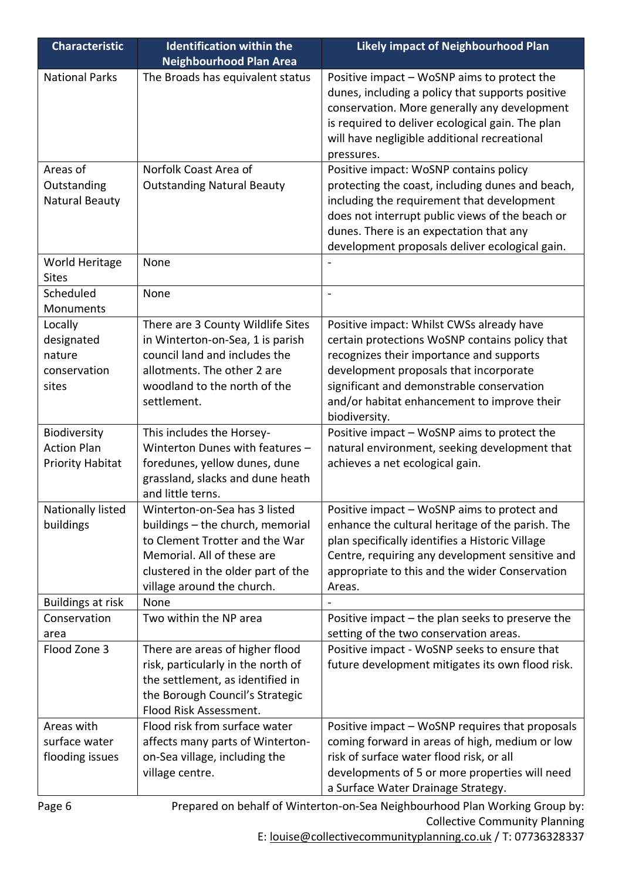| Characteristic | Identification within the Neighbourhood Plan Area | Likely impact of Neighbourhood Plan |
|---|---|---|
| National Parks | The Broads has equivalent status | Positive impact – WoSNP aims to protect the dunes, including a policy that supports positive conservation. More generally any development is required to deliver ecological gain. The plan will have negligible additional recreational pressures. |
| Areas of Outstanding Natural Beauty | Norfolk Coast Area of Outstanding Natural Beauty | Positive impact: WoSNP contains policy protecting the coast, including dunes and beach, including the requirement that development does not interrupt public views of the beach or dunes. There is an expectation that any development proposals deliver ecological gain. |
| World Heritage Sites | None | - |
| Scheduled Monuments | None | - |
| Locally designated nature conservation sites | There are 3 County Wildlife Sites in Winterton-on-Sea, 1 is parish council land and includes the allotments. The other 2 are woodland to the north of the settlement. | Positive impact: Whilst CWSs already have certain protections WoSNP contains policy that recognizes their importance and supports development proposals that incorporate significant and demonstrable conservation and/or habitat enhancement to improve their biodiversity. |
| Biodiversity Action Plan Priority Habitat | This includes the Horsey-Winterton Dunes with features – foredunes, yellow dunes, dune grassland, slacks and dune heath and little terns. | Positive impact – WoSNP aims to protect the natural environment, seeking development that achieves a net ecological gain. |
| Nationally listed buildings | Winterton-on-Sea has 3 listed buildings – the church, memorial to Clement Trotter and the War Memorial. All of these are clustered in the older part of the village around the church. | Positive impact – WoSNP aims to protect and enhance the cultural heritage of the parish. The plan specifically identifies a Historic Village Centre, requiring any development sensitive and appropriate to this and the wider Conservation Areas. |
| Buildings at risk | None | - |
| Conservation area | Two within the NP area | Positive impact – the plan seeks to preserve the setting of the two conservation areas. |
| Flood Zone 3 | There are areas of higher flood risk, particularly in the north of the settlement, as identified in the Borough Council's Strategic Flood Risk Assessment. | Positive impact - WoSNP seeks to ensure that future development mitigates its own flood risk. |
| Areas with surface water flooding issues | Flood risk from surface water affects many parts of Winterton-on-Sea village, including the village centre. | Positive impact – WoSNP requires that proposals coming forward in areas of high, medium or low risk of surface water flood risk, or all developments of 5 or more properties will need a Surface Water Drainage Strategy. |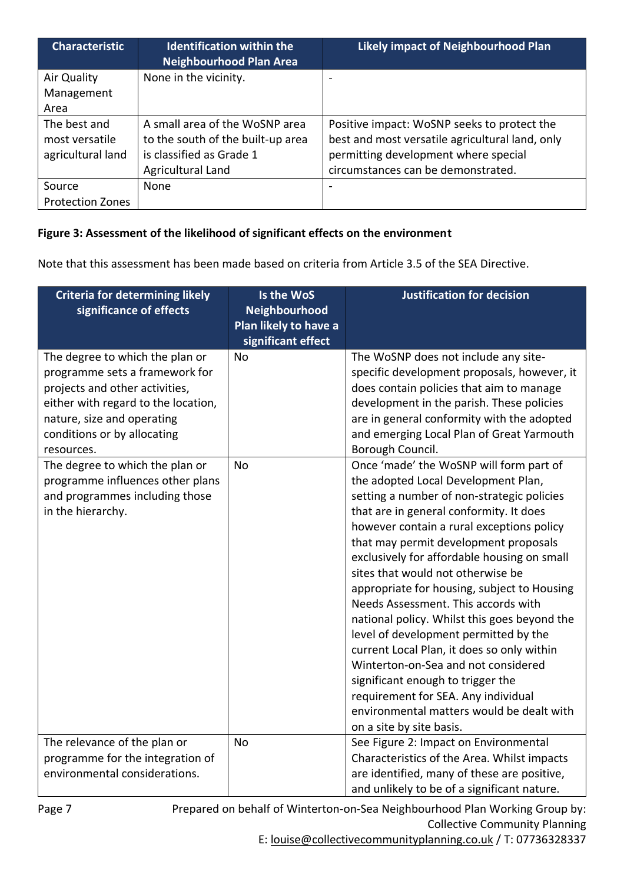| Characteristic | Identification within the Neighbourhood Plan Area | Likely impact of Neighbourhood Plan |
|---|---|---|
| Air Quality Management Area | None in the vicinity. | - |
| The best and most versatile agricultural land | A small area of the WoSNP area to the south of the built-up area is classified as Grade 1 Agricultural Land | Positive impact: WoSNP seeks to protect the best and most versatile agricultural land, only permitting development where special circumstances can be demonstrated. |
| Source Protection Zones | None | - |

**Figure 3: Assessment of the likelihood of significant effects on the environment**

Note that this assessment has been made based on criteria from Article 3.5 of the SEA Directive.

| Criteria for determining likely significance of effects | Is the WoS Neighbourhood Plan likely to have a significant effect | Justification for decision |
|---|---|---|
| The degree to which the plan or programme sets a framework for projects and other activities, either with regard to the location, nature, size and operating conditions or by allocating resources. | No | The WoSNP does not include any site-specific development proposals, however, it does contain policies that aim to manage development in the parish. These policies are in general conformity with the adopted and emerging Local Plan of Great Yarmouth Borough Council. |
| The degree to which the plan or programme influences other plans and programmes including those in the hierarchy. | No | Once 'made' the WoSNP will form part of the adopted Local Development Plan, setting a number of non-strategic policies that are in general conformity. It does however contain a rural exceptions policy that may permit development proposals exclusively for affordable housing on small sites that would not otherwise be appropriate for housing, subject to Housing Needs Assessment. This accords with national policy. Whilst this goes beyond the level of development permitted by the current Local Plan, it does so only within Winterton-on-Sea and not considered significant enough to trigger the requirement for SEA. Any individual environmental matters would be dealt with on a site by site basis. |
| The relevance of the plan or programme for the integration of environmental considerations. | No | See Figure 2: Impact on Environmental Characteristics of the Area. Whilst impacts are identified, many of these are positive, and unlikely to be of a significant nature. |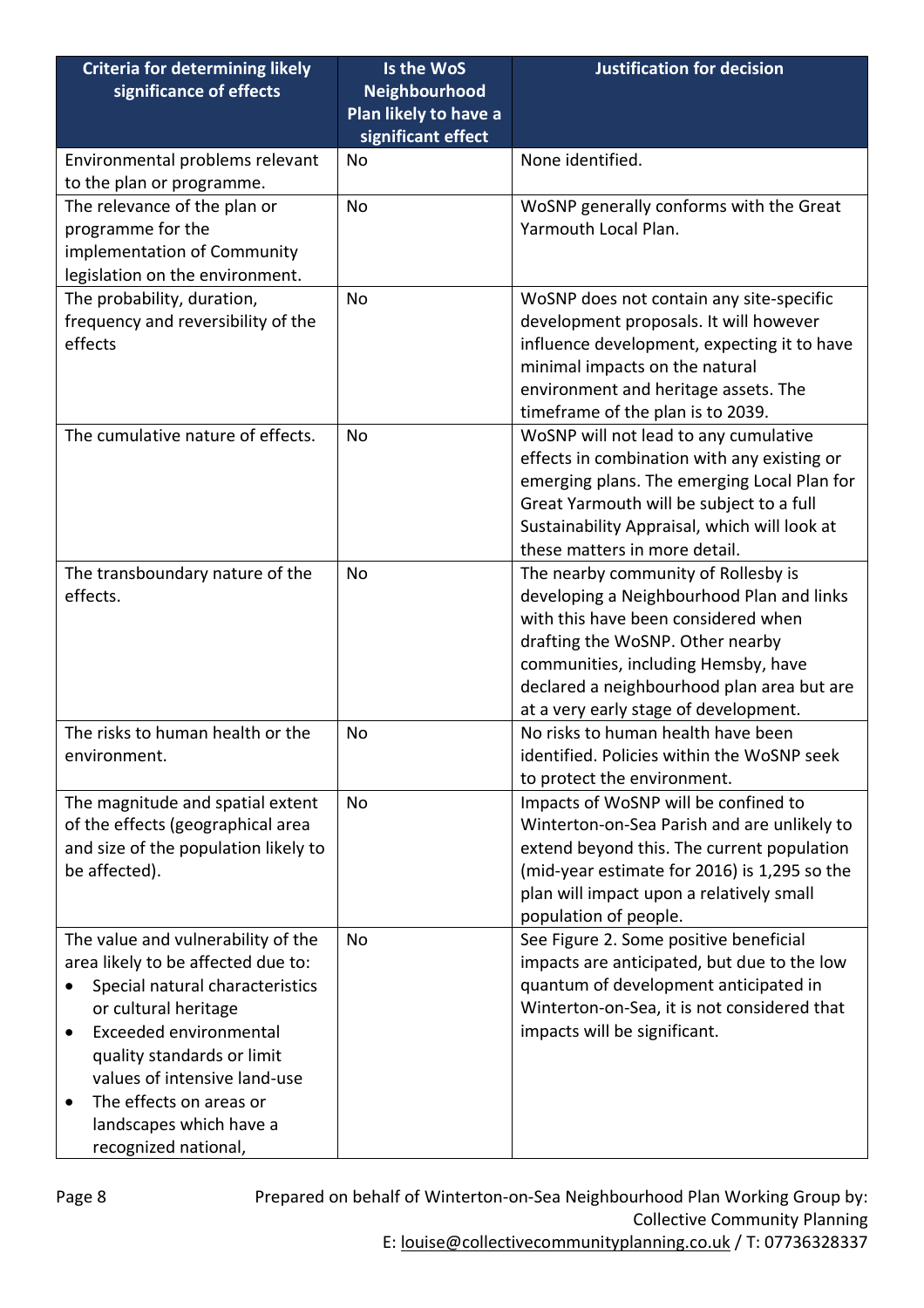| Criteria for determining likely significance of effects | Is the WoS Neighbourhood Plan likely to have a significant effect | Justification for decision |
|---|---|---|
| Environmental problems relevant to the plan or programme. | No | None identified. |
| The relevance of the plan or programme for the implementation of Community legislation on the environment. | No | WoSNP generally conforms with the Great Yarmouth Local Plan. |
| The probability, duration, frequency and reversibility of the effects | No | WoSNP does not contain any site-specific development proposals. It will however influence development, expecting it to have minimal impacts on the natural environment and heritage assets. The timeframe of the plan is to 2039. |
| The cumulative nature of effects. | No | WoSNP will not lead to any cumulative effects in combination with any existing or emerging plans. The emerging Local Plan for Great Yarmouth will be subject to a full Sustainability Appraisal, which will look at these matters in more detail. |
| The transboundary nature of the effects. | No | The nearby community of Rollesby is developing a Neighbourhood Plan and links with this have been considered when drafting the WoSNP. Other nearby communities, including Hemsby, have declared a neighbourhood plan area but are at a very early stage of development. |
| The risks to human health or the environment. | No | No risks to human health have been identified. Policies within the WoSNP seek to protect the environment. |
| The magnitude and spatial extent of the effects (geographical area and size of the population likely to be affected). | No | Impacts of WoSNP will be confined to Winterton-on-Sea Parish and are unlikely to extend beyond this. The current population (mid-year estimate for 2016) is 1,295 so the plan will impact upon a relatively small population of people. |
| The value and vulnerability of the area likely to be affected due to:<br>• Special natural characteristics or cultural heritage<br>• Exceeded environmental quality standards or limit values of intensive land-use<br>• The effects on areas or landscapes which have a recognized national, | No | See Figure 2. Some positive beneficial impacts are anticipated, but due to the low quantum of development anticipated in Winterton-on-Sea, it is not considered that impacts will be significant. |

Prepared on behalf of Winterton-on-Sea Neighbourhood Plan Working Group by: Collective Community Planning
E: louise@collectivecommunityplanning.co.uk / T: 07736328337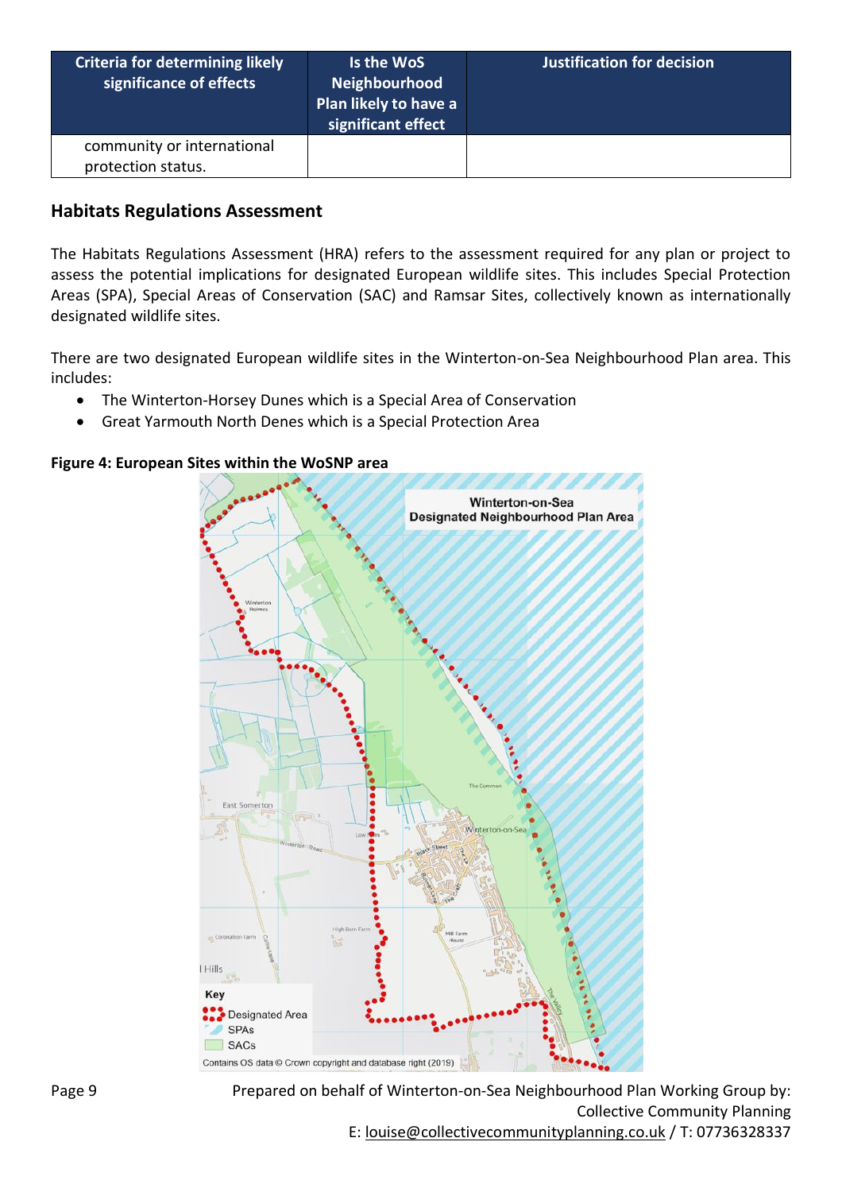| Criteria for determining likely significance of effects | Is the WoS Neighbourhood Plan likely to have a significant effect | Justification for decision |
|---|---|---|
| community or international protection status. | | |

## Habitats Regulations Assessment

The Habitats Regulations Assessment (HRA) refers to the assessment required for any plan or project to assess the potential implications for designated European wildlife sites. This includes Special Protection Areas (SPA), Special Areas of Conservation (SAC) and Ramsar Sites, collectively known as internationally designated wildlife sites.

There are two designated European wildlife sites in the Winterton-on-Sea Neighbourhood Plan area. This includes:

- The Winterton-Horsey Dunes which is a Special Area of Conservation
- Great Yarmouth North Denes which is a Special Protection Area

**Figure 4: European Sites within the WoSNP area**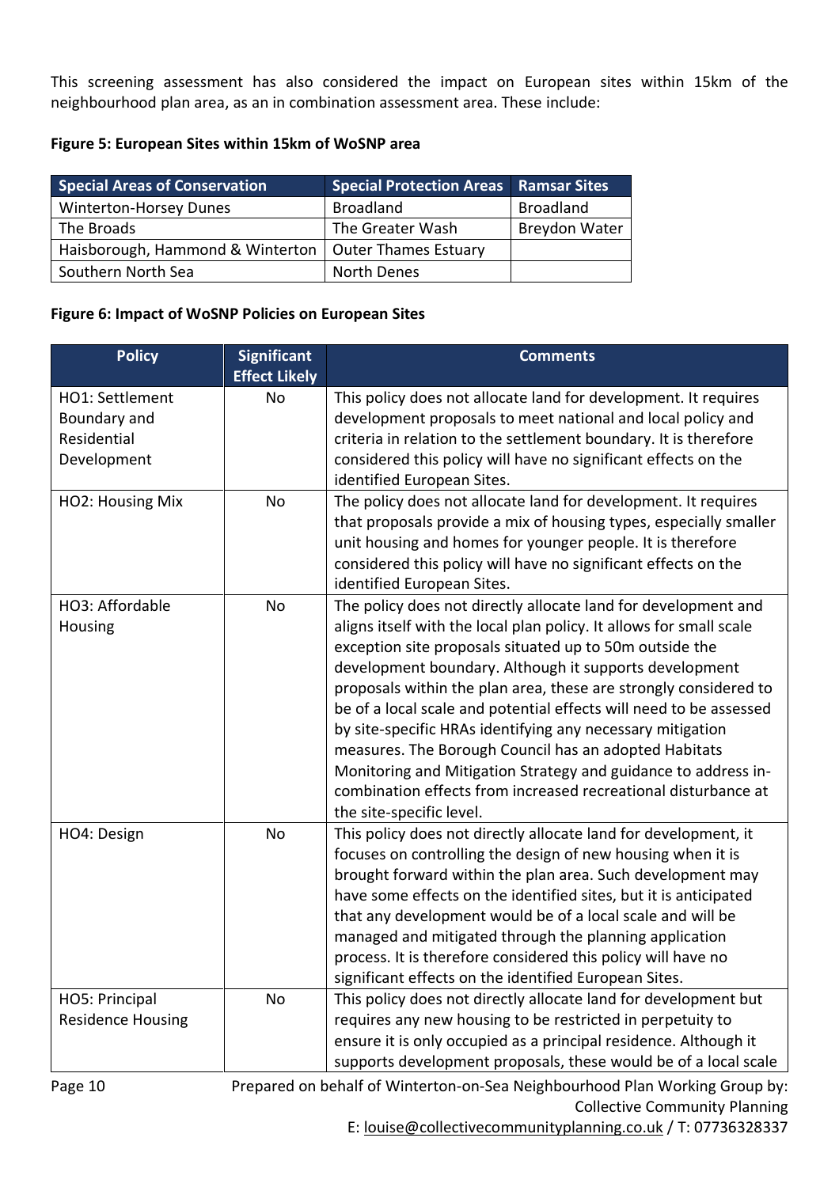This screening assessment has also considered the impact on European sites within 15km of the neighbourhood plan area, as an in combination assessment area. These include:

**Figure 5: European Sites within 15km of WoSNP area**

| Special Areas of Conservation | Special Protection Areas | Ramsar Sites |
|---|---|---|
| Winterton-Horsey Dunes | Broadland | Broadland |
| The Broads | The Greater Wash | Breydon Water |
| Haisborough, Hammond & Winterton | Outer Thames Estuary | |
| Southern North Sea | North Denes | |

**Figure 6: Impact of WoSNP Policies on European Sites**

| Policy | Significant Effect Likely | Comments |
|---|---|---|
| HO1: Settlement Boundary and Residential Development | No | This policy does not allocate land for development. It requires development proposals to meet national and local policy and criteria in relation to the settlement boundary. It is therefore considered this policy will have no significant effects on the identified European Sites. |
| HO2: Housing Mix | No | The policy does not allocate land for development. It requires that proposals provide a mix of housing types, especially smaller unit housing and homes for younger people. It is therefore considered this policy will have no significant effects on the identified European Sites. |
| HO3: Affordable Housing | No | The policy does not directly allocate land for development and aligns itself with the local plan policy. It allows for small scale exception site proposals situated up to 50m outside the development boundary. Although it supports development proposals within the plan area, these are strongly considered to be of a local scale and potential effects will need to be assessed by site-specific HRAs identifying any necessary mitigation measures. The Borough Council has an adopted Habitats Monitoring and Mitigation Strategy and guidance to address in-combination effects from increased recreational disturbance at the site-specific level. |
| HO4: Design | No | This policy does not directly allocate land for development, it focuses on controlling the design of new housing when it is brought forward within the plan area. Such development may have some effects on the identified sites, but it is anticipated that any development would be of a local scale and will be managed and mitigated through the planning application process. It is therefore considered this policy will have no significant effects on the identified European Sites. |
| HO5: Principal Residence Housing | No | This policy does not directly allocate land for development but requires any new housing to be restricted in perpetuity to ensure it is only occupied as a principal residence. Although it supports development proposals, these would be of a local scale |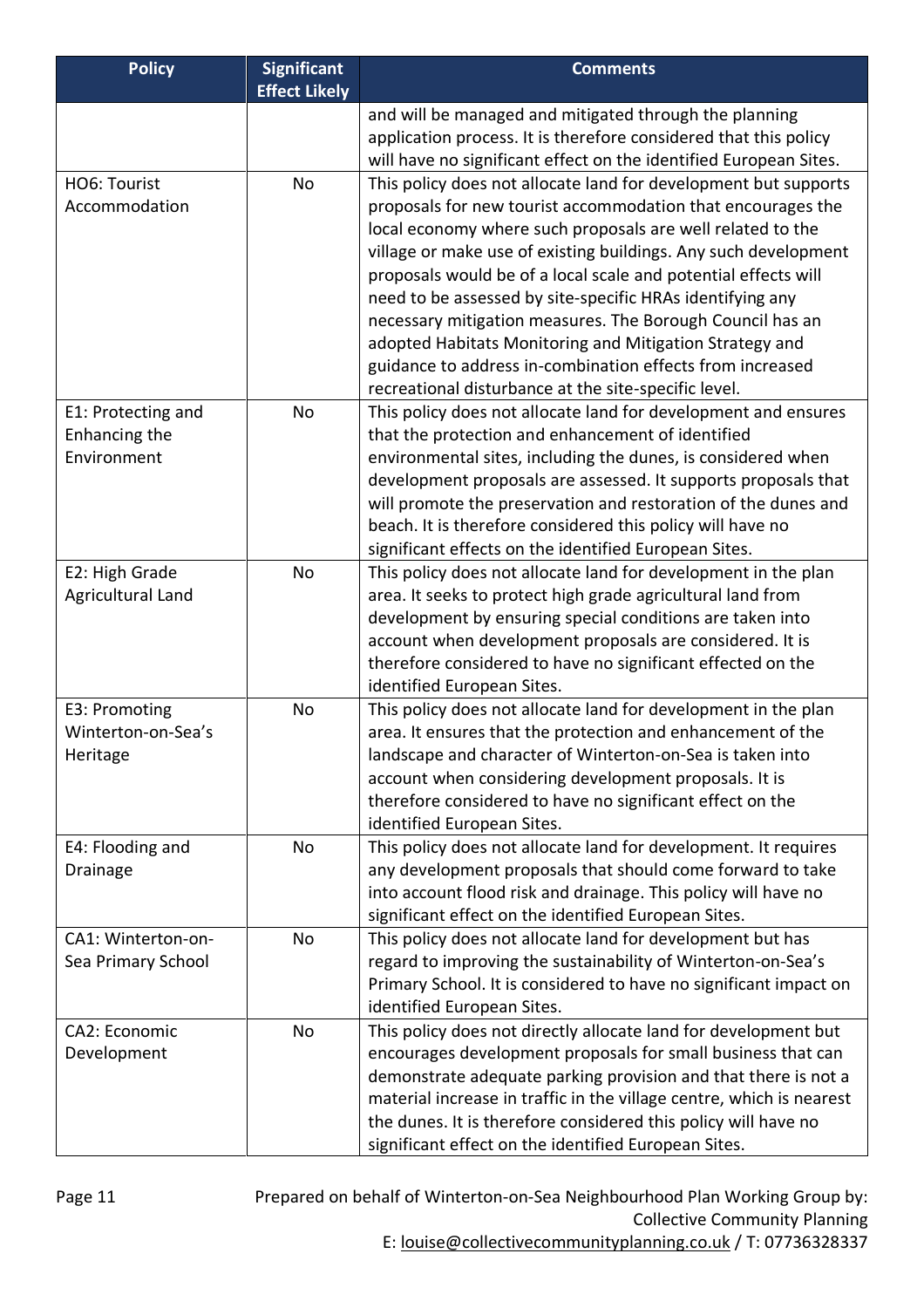| Policy | Significant Effect Likely | Comments |
|---|---|---|
| | | and will be managed and mitigated through the planning application process. It is therefore considered that this policy will have no significant effect on the identified European Sites. |
| HO6: Tourist Accommodation | No | This policy does not allocate land for development but supports proposals for new tourist accommodation that encourages the local economy where such proposals are well related to the village or make use of existing buildings. Any such development proposals would be of a local scale and potential effects will need to be assessed by site-specific HRAs identifying any necessary mitigation measures. The Borough Council has an adopted Habitats Monitoring and Mitigation Strategy and guidance to address in-combination effects from increased recreational disturbance at the site-specific level. |
| E1: Protecting and Enhancing the Environment | No | This policy does not allocate land for development and ensures that the protection and enhancement of identified environmental sites, including the dunes, is considered when development proposals are assessed. It supports proposals that will promote the preservation and restoration of the dunes and beach. It is therefore considered this policy will have no significant effects on the identified European Sites. |
| E2: High Grade Agricultural Land | No | This policy does not allocate land for development in the plan area. It seeks to protect high grade agricultural land from development by ensuring special conditions are taken into account when development proposals are considered. It is therefore considered to have no significant effected on the identified European Sites. |
| E3: Promoting Winterton-on-Sea's Heritage | No | This policy does not allocate land for development in the plan area. It ensures that the protection and enhancement of the landscape and character of Winterton-on-Sea is taken into account when considering development proposals. It is therefore considered to have no significant effect on the identified European Sites. |
| E4: Flooding and Drainage | No | This policy does not allocate land for development. It requires any development proposals that should come forward to take into account flood risk and drainage. This policy will have no significant effect on the identified European Sites. |
| CA1: Winterton-on-Sea Primary School | No | This policy does not allocate land for development but has regard to improving the sustainability of Winterton-on-Sea's Primary School. It is considered to have no significant impact on identified European Sites. |
| CA2: Economic Development | No | This policy does not directly allocate land for development but encourages development proposals for small business that can demonstrate adequate parking provision and that there is not a material increase in traffic in the village centre, which is nearest the dunes. It is therefore considered this policy will have no significant effect on the identified European Sites. |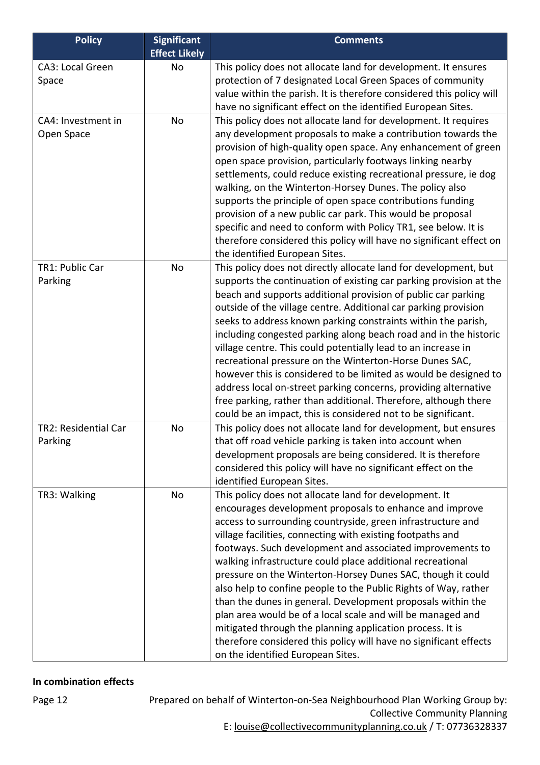| Policy | Significant Effect Likely | Comments |
|---|---|---|
| CA3: Local Green Space | No | This policy does not allocate land for development. It ensures protection of 7 designated Local Green Spaces of community value within the parish. It is therefore considered this policy will have no significant effect on the identified European Sites. |
| CA4: Investment in Open Space | No | This policy does not allocate land for development. It requires any development proposals to make a contribution towards the provision of high-quality open space. Any enhancement of green open space provision, particularly footways linking nearby settlements, could reduce existing recreational pressure, ie dog walking, on the Winterton-Horsey Dunes. The policy also supports the principle of open space contributions funding provision of a new public car park. This would be proposal specific and need to conform with Policy TR1, see below. It is therefore considered this policy will have no significant effect on the identified European Sites. |
| TR1: Public Car Parking | No | This policy does not directly allocate land for development, but supports the continuation of existing car parking provision at the beach and supports additional provision of public car parking outside of the village centre. Additional car parking provision seeks to address known parking constraints within the parish, including congested parking along beach road and in the historic village centre. This could potentially lead to an increase in recreational pressure on the Winterton-Horse Dunes SAC, however this is considered to be limited as would be designed to address local on-street parking concerns, providing alternative free parking, rather than additional. Therefore, although there could be an impact, this is considered not to be significant. |
| TR2: Residential Car Parking | No | This policy does not allocate land for development, but ensures that off road vehicle parking is taken into account when development proposals are being considered. It is therefore considered this policy will have no significant effect on the identified European Sites. |
| TR3: Walking | No | This policy does not allocate land for development. It encourages development proposals to enhance and improve access to surrounding countryside, green infrastructure and village facilities, connecting with existing footpaths and footways. Such development and associated improvements to walking infrastructure could place additional recreational pressure on the Winterton-Horsey Dunes SAC, though it could also help to confine people to the Public Rights of Way, rather than the dunes in general. Development proposals within the plan area would be of a local scale and will be managed and mitigated through the planning application process. It is therefore considered this policy will have no significant effects on the identified European Sites. |

**In combination effects**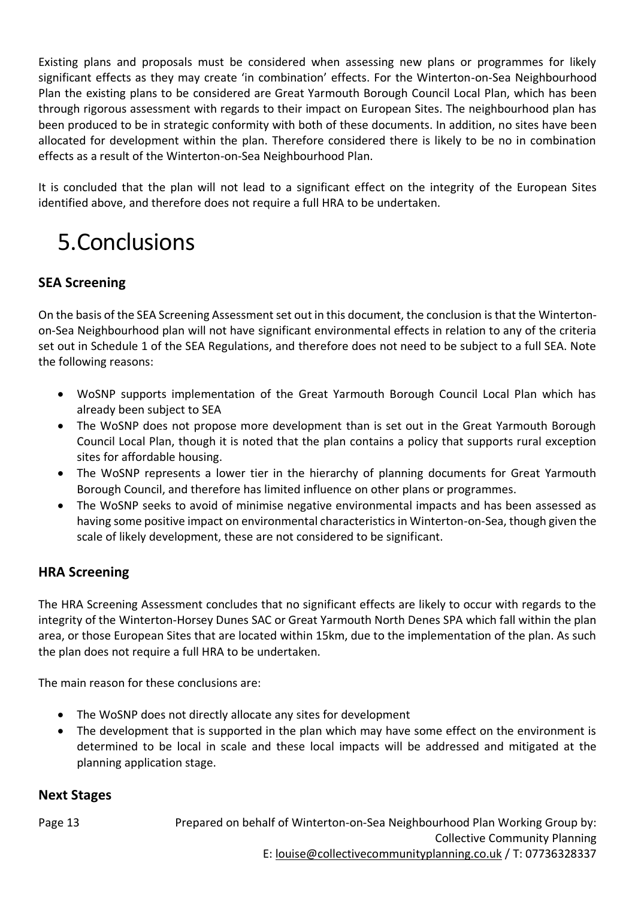Existing plans and proposals must be considered when assessing new plans or programmes for likely significant effects as they may create 'in combination' effects. For the Winterton-on-Sea Neighbourhood Plan the existing plans to be considered are Great Yarmouth Borough Council Local Plan, which has been through rigorous assessment with regards to their impact on European Sites. The neighbourhood plan has been produced to be in strategic conformity with both of these documents. In addition, no sites have been allocated for development within the plan. Therefore considered there is likely to be no in combination effects as a result of the Winterton-on-Sea Neighbourhood Plan.

It is concluded that the plan will not lead to a significant effect on the integrity of the European Sites identified above, and therefore does not require a full HRA to be undertaken.

# 5.Conclusions

### SEA Screening

On the basis of the SEA Screening Assessment set out in this document, the conclusion is that the Winterton-on-Sea Neighbourhood plan will not have significant environmental effects in relation to any of the criteria set out in Schedule 1 of the SEA Regulations, and therefore does not need to be subject to a full SEA. Note the following reasons:

- WoSNP supports implementation of the Great Yarmouth Borough Council Local Plan which has already been subject to SEA
- The WoSNP does not propose more development than is set out in the Great Yarmouth Borough Council Local Plan, though it is noted that the plan contains a policy that supports rural exception sites for affordable housing.
- The WoSNP represents a lower tier in the hierarchy of planning documents for Great Yarmouth Borough Council, and therefore has limited influence on other plans or programmes.
- The WoSNP seeks to avoid of minimise negative environmental impacts and has been assessed as having some positive impact on environmental characteristics in Winterton-on-Sea, though given the scale of likely development, these are not considered to be significant.

### HRA Screening

The HRA Screening Assessment concludes that no significant effects are likely to occur with regards to the integrity of the Winterton-Horsey Dunes SAC or Great Yarmouth North Denes SPA which fall within the plan area, or those European Sites that are located within 15km, due to the implementation of the plan. As such the plan does not require a full HRA to be undertaken.

The main reason for these conclusions are:

- The WoSNP does not directly allocate any sites for development
- The development that is supported in the plan which may have some effect on the environment is determined to be local in scale and these local impacts will be addressed and mitigated at the planning application stage.

### Next Stages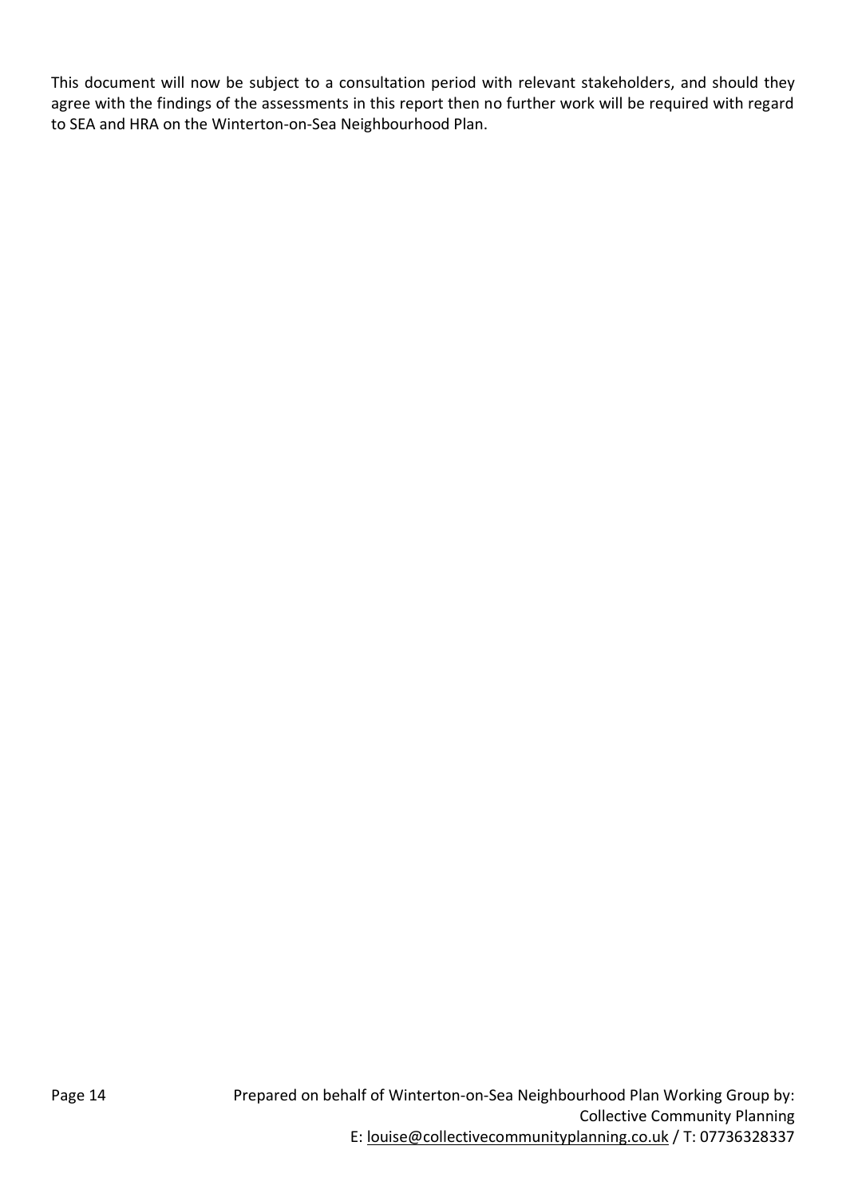This document will now be subject to a consultation period with relevant stakeholders, and should they agree with the findings of the assessments in this report then no further work will be required with regard to SEA and HRA on the Winterton-on-Sea Neighbourhood Plan.